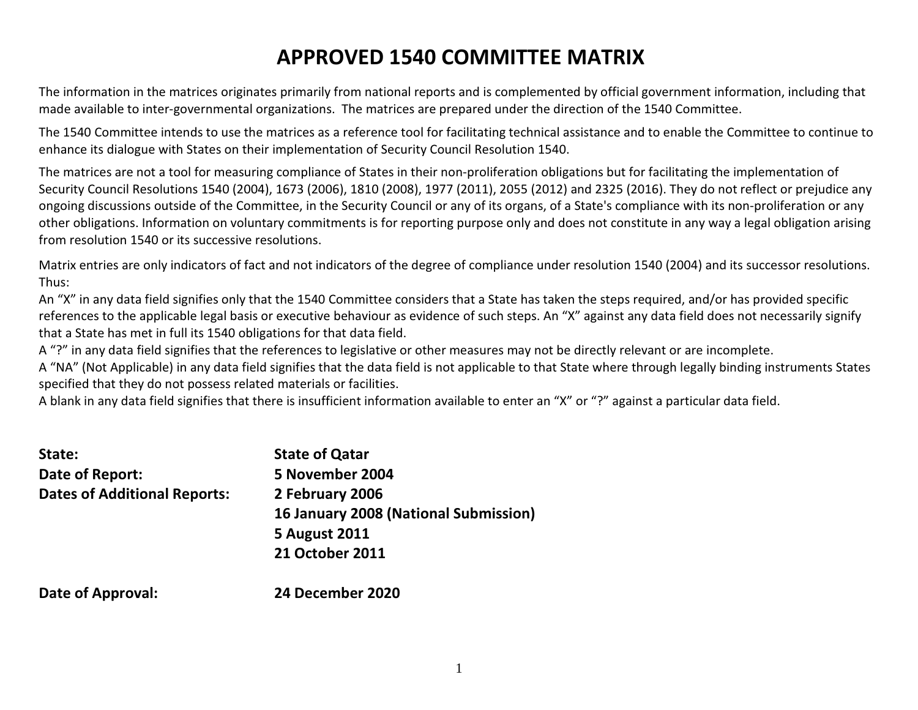# APPROVED 1540 COMMITTEE MATRIX

The information in the matrices originates primarily from national reports and is complemented by official government information, including that made available to inter-governmental organizations. The matrices are prepared under the direction of the 1540 Committee.

The 1540 Committee intends to use the matrices as a reference tool for facilitating technical assistance and to enable the Committee to continue to enhance its dialogue with States on their implementation of Security Council Resolution 1540.

The matrices are not a tool for measuring compliance of States in their non-proliferation obligations but for facilitating the implementation of Security Council Resolutions 1540 (2004), 1673 (2006), 1810 (2008), 1977 (2011), 2055 (2012) and 2325 (2016). They do not reflect or prejudice any ongoing discussions outside of the Committee, in the Security Council or any of its organs, of a State's compliance with its non-proliferation or any other obligations. Information on voluntary commitments is for reporting purpose only and does not constitute in any way a legal obligation arising from resolution 1540 or its successive resolutions.

Matrix entries are only indicators of fact and not indicators of the degree of compliance under resolution 1540 (2004) and its successor resolutions. Thus:

An "X" in any data field signifies only that the 1540 Committee considers that a State has taken the steps required, and/or has provided specific references to the applicable legal basis or executive behaviour as evidence of such steps. An "X" against any data field does not necessarily signify that a State has met in full its 1540 obligations for that data field.

A "?" in any data field signifies that the references to legislative or other measures may not be directly relevant or are incomplete.

A "NA" (Not Applicable) in any data field signifies that the data field is not applicable to that State where through legally binding instruments States specified that they do not possess related materials or facilities.

A blank in any data field signifies that there is insufficient information available to enter an "X" or "?" against a particular data field.

**State:** **State of Qatar**

**Date of Report:** **5 November 2004**

**Dates of Additional Reports:** **2 February 2006**
**16 January 2008 (National Submission)**
**5 August 2011**
**21 October 2011**

**Date of Approval:** **24 December 2020**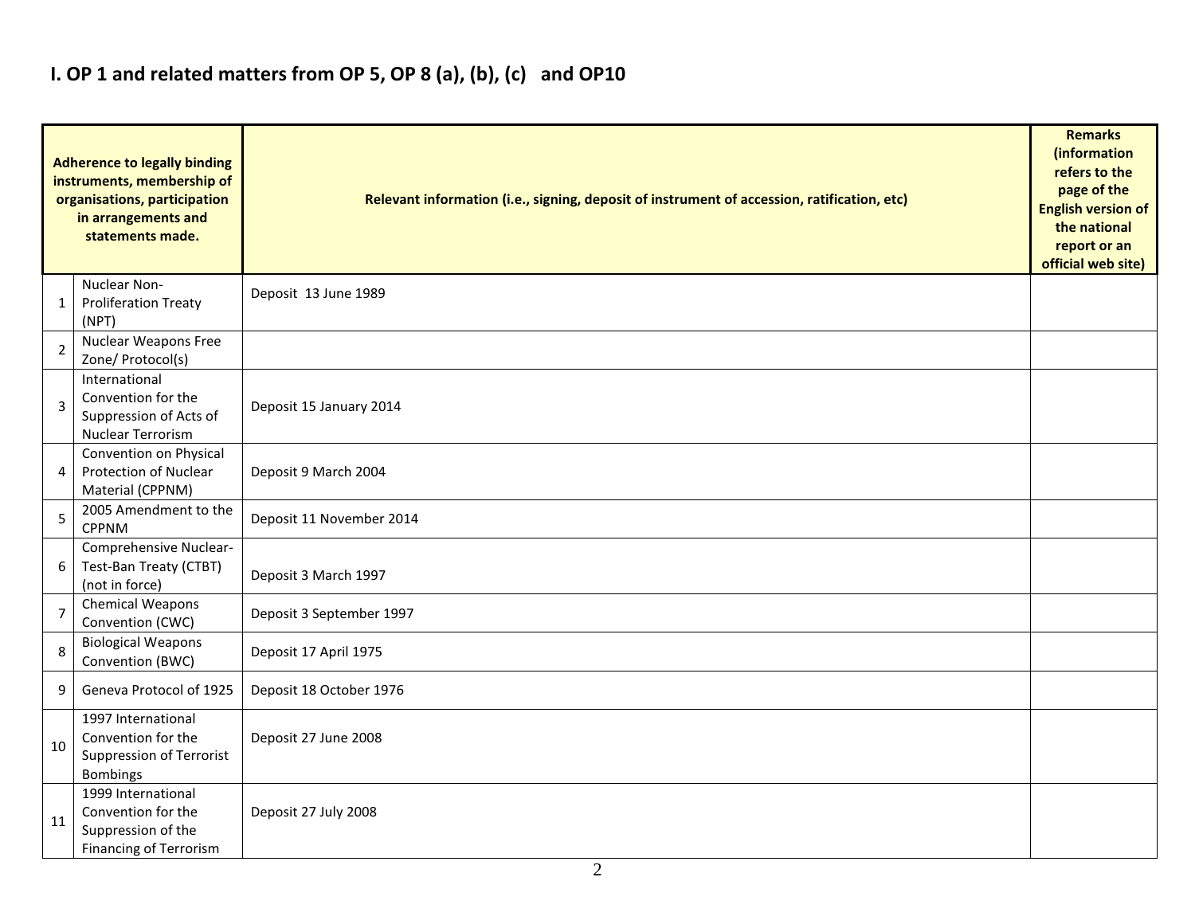## I. OP 1 and related matters from OP 5, OP 8 (a), (b), (c) and OP10

| | Adherence to legally binding instruments, membership of organisations, participation in arrangements and statements made. | Relevant information (i.e., signing, deposit of instrument of accession, ratification, etc) | Remarks (information refers to the page of the English version of the national report or an official web site) |
|---|---|---|---|
| 1 | Nuclear Non-Proliferation Treaty (NPT) | Deposit 13 June 1989 | |
| 2 | Nuclear Weapons Free Zone/ Protocol(s) | | |
| 3 | International Convention for the Suppression of Acts of Nuclear Terrorism | Deposit 15 January 2014 | |
| 4 | Convention on Physical Protection of Nuclear Material (CPPNM) | Deposit 9 March 2004 | |
| 5 | 2005 Amendment to the CPPNM | Deposit 11 November 2014 | |
| 6 | Comprehensive Nuclear-Test-Ban Treaty (CTBT) (not in force) | Deposit 3 March 1997 | |
| 7 | Chemical Weapons Convention (CWC) | Deposit 3 September 1997 | |
| 8 | Biological Weapons Convention (BWC) | Deposit 17 April 1975 | |
| 9 | Geneva Protocol of 1925 | Deposit 18 October 1976 | |
| 10 | 1997 International Convention for the Suppression of Terrorist Bombings | Deposit 27 June 2008 | |
| 11 | 1999 International Convention for the Suppression of the Financing of Terrorism | Deposit 27 July 2008 | |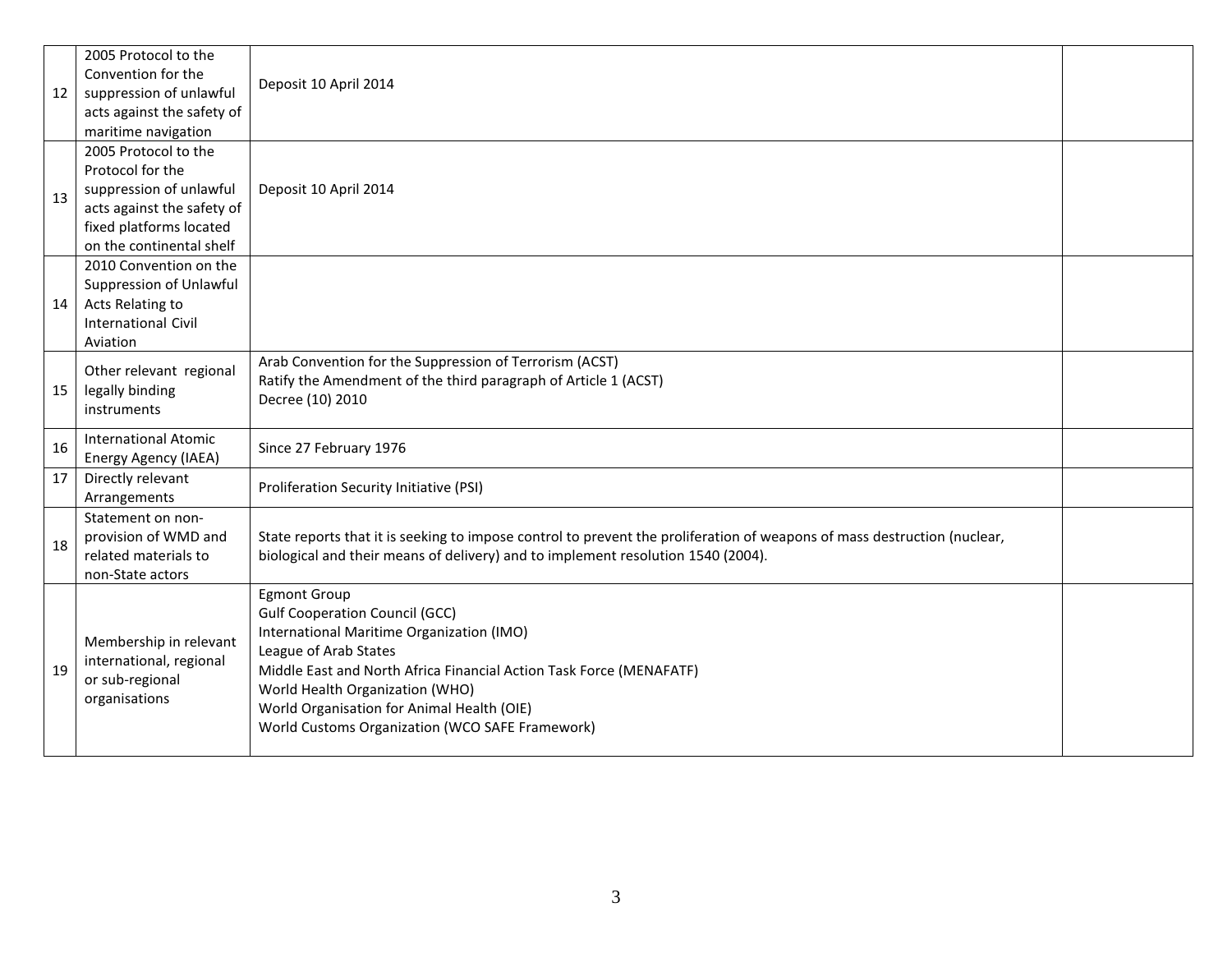| | | | |
|---|---|---|---|
| 12 | 2005 Protocol to the Convention for the suppression of unlawful acts against the safety of maritime navigation | Deposit 10 April 2014 | |
| 13 | 2005 Protocol to the Protocol for the suppression of unlawful acts against the safety of fixed platforms located on the continental shelf | Deposit 10 April 2014 | |
| 14 | 2010 Convention on the Suppression of Unlawful Acts Relating to International Civil Aviation | | |
| 15 | Other relevant regional legally binding instruments | Arab Convention for the Suppression of Terrorism (ACST)<br>Ratify the Amendment of the third paragraph of Article 1 (ACST)<br>Decree (10) 2010 | |
| 16 | International Atomic Energy Agency (IAEA) | Since 27 February 1976 | |
| 17 | Directly relevant Arrangements | Proliferation Security Initiative (PSI) | |
| 18 | Statement on non-provision of WMD and related materials to non-State actors | State reports that it is seeking to impose control to prevent the proliferation of weapons of mass destruction (nuclear, biological and their means of delivery) and to implement resolution 1540 (2004). | |
| 19 | Membership in relevant international, regional or sub-regional organisations | Egmont Group<br>Gulf Cooperation Council (GCC)<br>International Maritime Organization (IMO)<br>League of Arab States<br>Middle East and North Africa Financial Action Task Force (MENAFATF)<br>World Health Organization (WHO)<br>World Organisation for Animal Health (OIE)<br>World Customs Organization (WCO SAFE Framework) | |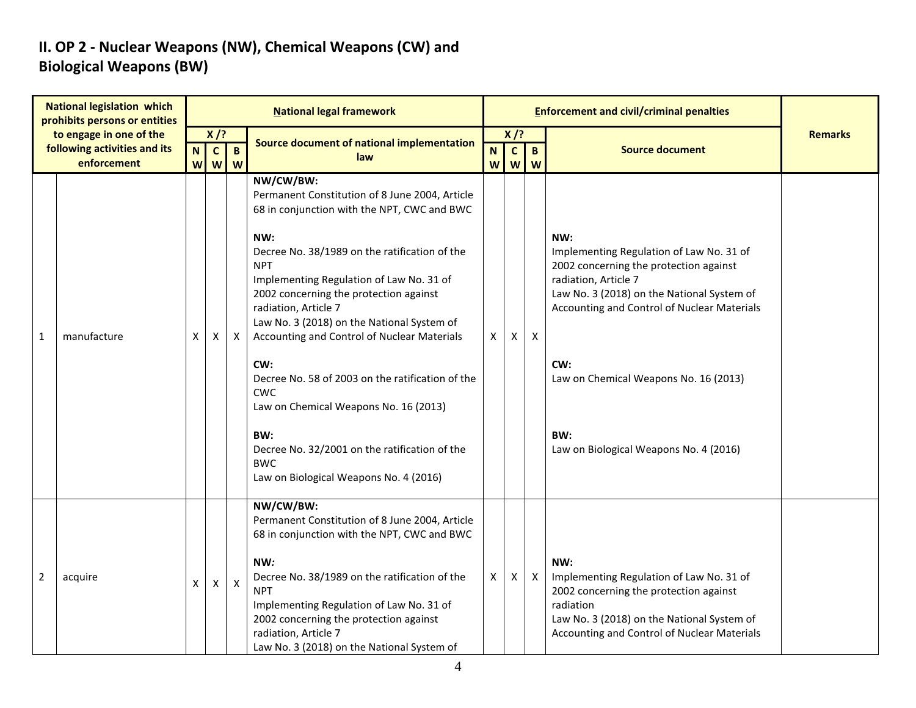## II. OP 2 - Nuclear Weapons (NW), Chemical Weapons (CW) and Biological Weapons (BW)

| National legislation which prohibits persons or entities to engage in one of the following activities and its enforcement | | National legal framework | | | | Enforcement and civil/criminal penalties | | | | Remarks |
|---|---|---|---|---|---|---|---|---|---|---|
| | | X / ? | | | Source document of national implementation law | X / ? | | | Source document | |
| | | NW | CW | BW | | NW | CW | BW | | |
| 1 | manufacture | X | X | X | **NW/CW/BW:**<br>Permanent Constitution of 8 June 2004, Article 68 in conjunction with the NPT, CWC and BWC<br><br>**NW:**<br>Decree No. 38/1989 on the ratification of the NPT<br>Implementing Regulation of Law No. 31 of 2002 concerning the protection against radiation, Article 7<br>Law No. 3 (2018) on the National System of Accounting and Control of Nuclear Materials<br><br>**CW:**<br>Decree No. 58 of 2003 on the ratification of the CWC<br>Law on Chemical Weapons No. 16 (2013)<br><br>**BW:**<br>Decree No. 32/2001 on the ratification of the BWC<br>Law on Biological Weapons No. 4 (2016) | X | X | X | **NW:**<br>Implementing Regulation of Law No. 31 of 2002 concerning the protection against radiation, Article 7<br>Law No. 3 (2018) on the National System of Accounting and Control of Nuclear Materials<br><br>**CW:**<br>Law on Chemical Weapons No. 16 (2013)<br><br>**BW:**<br>Law on Biological Weapons No. 4 (2016) | |
| 2 | acquire | X | X | X | **NW/CW/BW:**<br>Permanent Constitution of 8 June 2004, Article 68 in conjunction with the NPT, CWC and BWC<br><br>**NW:**<br>Decree No. 38/1989 on the ratification of the NPT<br>Implementing Regulation of Law No. 31 of 2002 concerning the protection against radiation, Article 7<br>Law No. 3 (2018) on the National System of | X | X | X | **NW:**<br>Implementing Regulation of Law No. 31 of 2002 concerning the protection against radiation<br>Law No. 3 (2018) on the National System of Accounting and Control of Nuclear Materials | |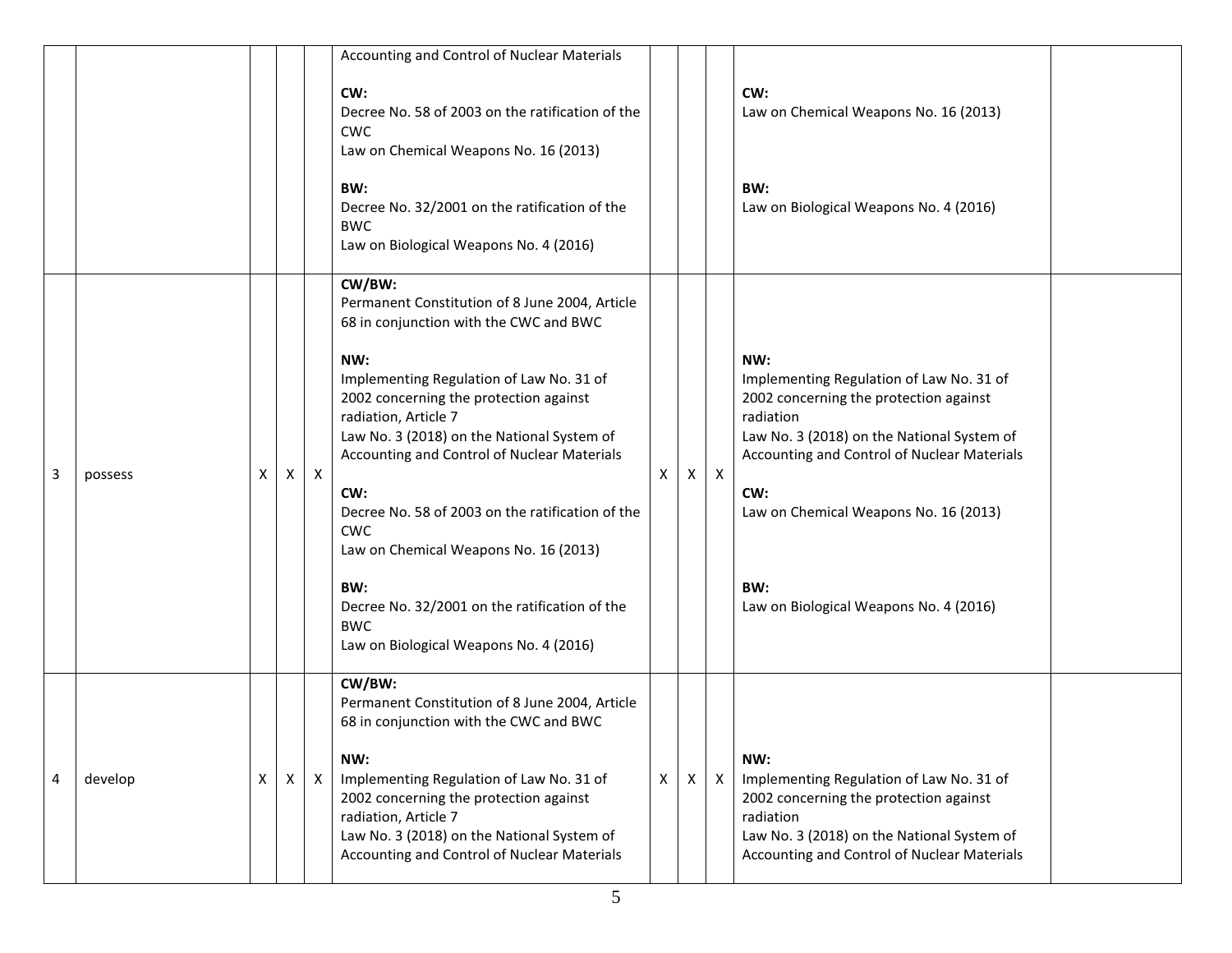| | | | | | | | | | | |
|---|---|---|---|---|---|---|---|---|---|---|
| | | | | | Accounting and Control of Nuclear Materials<br><br>**CW:**<br>Decree No. 58 of 2003 on the ratification of the CWC<br>Law on Chemical Weapons No. 16 (2013)<br><br>**BW:**<br>Decree No. 32/2001 on the ratification of the BWC<br>Law on Biological Weapons No. 4 (2016) | | | | **CW:**<br>Law on Chemical Weapons No. 16 (2013)<br><br>**BW:**<br>Law on Biological Weapons No. 4 (2016) | |
| 3 | possess | X | X | X | **CW/BW:**<br>Permanent Constitution of 8 June 2004, Article 68 in conjunction with the CWC and BWC<br><br>**NW:**<br>Implementing Regulation of Law No. 31 of 2002 concerning the protection against radiation, Article 7<br>Law No. 3 (2018) on the National System of Accounting and Control of Nuclear Materials<br><br>**CW:**<br>Decree No. 58 of 2003 on the ratification of the CWC<br>Law on Chemical Weapons No. 16 (2013)<br><br>**BW:**<br>Decree No. 32/2001 on the ratification of the BWC<br>Law on Biological Weapons No. 4 (2016) | X | X | X | **NW:**<br>Implementing Regulation of Law No. 31 of 2002 concerning the protection against radiation<br>Law No. 3 (2018) on the National System of Accounting and Control of Nuclear Materials<br><br>**CW:**<br>Law on Chemical Weapons No. 16 (2013)<br><br>**BW:**<br>Law on Biological Weapons No. 4 (2016) | |
| 4 | develop | X | X | X | **CW/BW:**<br>Permanent Constitution of 8 June 2004, Article 68 in conjunction with the CWC and BWC<br><br>**NW:**<br>Implementing Regulation of Law No. 31 of 2002 concerning the protection against radiation, Article 7<br>Law No. 3 (2018) on the National System of Accounting and Control of Nuclear Materials | X | X | X | **NW:**<br>Implementing Regulation of Law No. 31 of 2002 concerning the protection against radiation<br>Law No. 3 (2018) on the National System of Accounting and Control of Nuclear Materials | |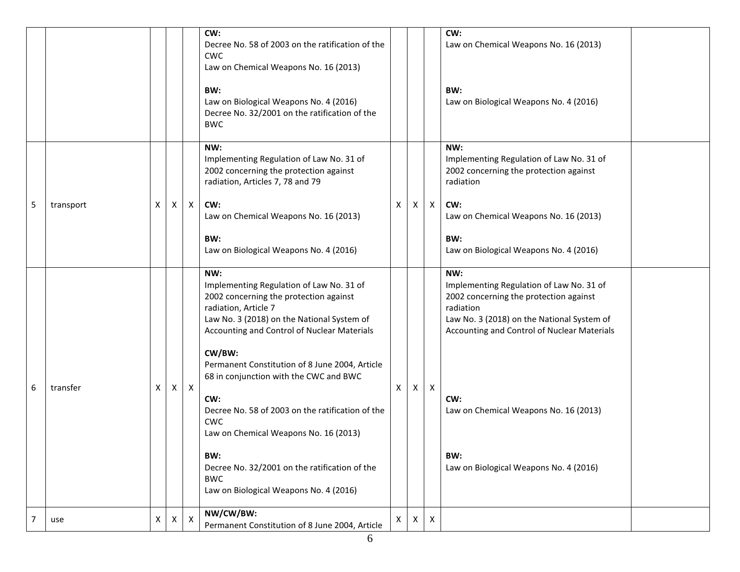| | | | | | | | | | | |
|---|---|---|---|---|---|---|---|---|---|---|
| | | | | | **CW:**<br>Decree No. 58 of 2003 on the ratification of the CWC<br>Law on Chemical Weapons No. 16 (2013)<br><br>**BW:**<br>Law on Biological Weapons No. 4 (2016)<br>Decree No. 32/2001 on the ratification of the BWC | | | | **CW:**<br>Law on Chemical Weapons No. 16 (2013)<br><br>**BW:**<br>Law on Biological Weapons No. 4 (2016) | |
| 5 | transport | X | X | X | **NW:**<br>Implementing Regulation of Law No. 31 of 2002 concerning the protection against radiation, Articles 7, 78 and 79<br><br>**CW:**<br>Law on Chemical Weapons No. 16 (2013)<br><br>**BW:**<br>Law on Biological Weapons No. 4 (2016) | X | X | X | **NW:**<br>Implementing Regulation of Law No. 31 of 2002 concerning the protection against radiation<br><br>**CW:**<br>Law on Chemical Weapons No. 16 (2013)<br><br>**BW:**<br>Law on Biological Weapons No. 4 (2016) | |
| 6 | transfer | X | X | X | **NW:**<br>Implementing Regulation of Law No. 31 of 2002 concerning the protection against radiation, Article 7<br>Law No. 3 (2018) on the National System of Accounting and Control of Nuclear Materials<br><br>**CW/BW:**<br>Permanent Constitution of 8 June 2004, Article 68 in conjunction with the CWC and BWC<br><br>**CW:**<br>Decree No. 58 of 2003 on the ratification of the CWC<br>Law on Chemical Weapons No. 16 (2013)<br><br>**BW:**<br>Decree No. 32/2001 on the ratification of the BWC<br>Law on Biological Weapons No. 4 (2016) | X | X | X | **NW:**<br>Implementing Regulation of Law No. 31 of 2002 concerning the protection against radiation<br>Law No. 3 (2018) on the National System of Accounting and Control of Nuclear Materials<br><br>**CW:**<br>Law on Chemical Weapons No. 16 (2013)<br><br>**BW:**<br>Law on Biological Weapons No. 4 (2016) | |
| 7 | use | X | X | X | **NW/CW/BW:**<br>Permanent Constitution of 8 June 2004, Article | X | X | X | | |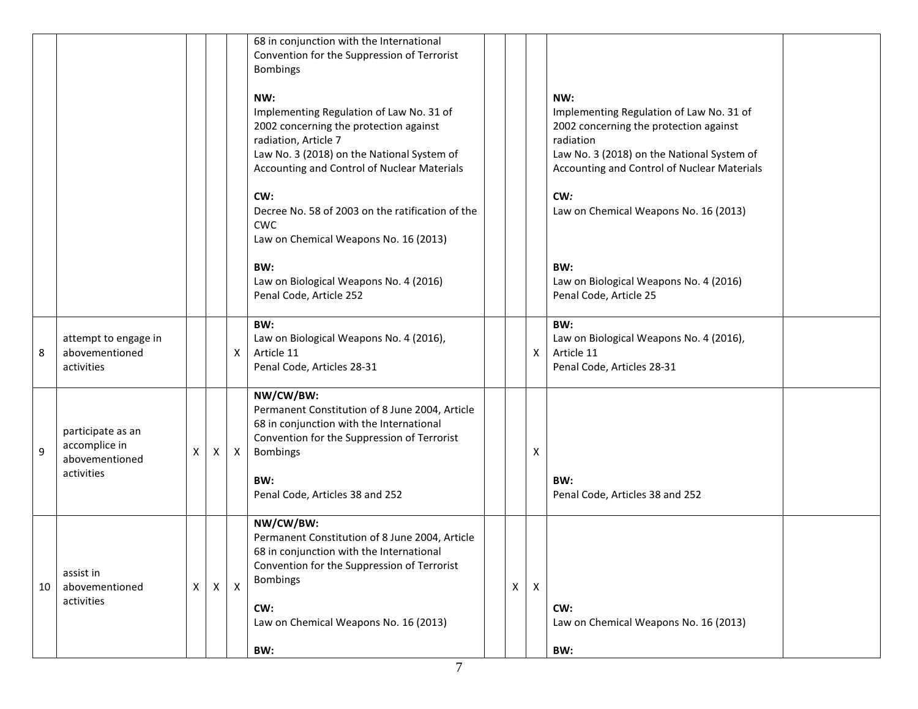| | | | | | | | | | | |
|---|---|---|---|---|---|---|---|---|---|---|
| | | | | | 68 in conjunction with the International Convention for the Suppression of Terrorist Bombings<br><br>**NW:**<br>Implementing Regulation of Law No. 31 of 2002 concerning the protection against radiation, Article 7<br>Law No. 3 (2018) on the National System of Accounting and Control of Nuclear Materials<br><br>**CW:**<br>Decree No. 58 of 2003 on the ratification of the CWC<br>Law on Chemical Weapons No. 16 (2013)<br><br>**BW:**<br>Law on Biological Weapons No. 4 (2016)<br>Penal Code, Article 252 | | | | **NW:**<br>Implementing Regulation of Law No. 31 of 2002 concerning the protection against radiation<br>Law No. 3 (2018) on the National System of Accounting and Control of Nuclear Materials<br><br>**CW:**<br>Law on Chemical Weapons No. 16 (2013)<br><br>**BW:**<br>Law on Biological Weapons No. 4 (2016)<br>Penal Code, Article 25 | |
| 8 | attempt to engage in abovementioned activities | | | X | **BW:**<br>Law on Biological Weapons No. 4 (2016), Article 11<br>Penal Code, Articles 28-31 | | | X | **BW:**<br>Law on Biological Weapons No. 4 (2016), Article 11<br>Penal Code, Articles 28-31 | |
| 9 | participate as an accomplice in abovementioned activities | X | X | X | **NW/CW/BW:**<br>Permanent Constitution of 8 June 2004, Article 68 in conjunction with the International Convention for the Suppression of Terrorist Bombings<br><br>**BW:**<br>Penal Code, Articles 38 and 252 | | | X | **BW:**<br>Penal Code, Articles 38 and 252 | |
| 10 | assist in abovementioned activities | X | X | X | **NW/CW/BW:**<br>Permanent Constitution of 8 June 2004, Article 68 in conjunction with the International Convention for the Suppression of Terrorist Bombings<br><br>**CW:**<br>Law on Chemical Weapons No. 16 (2013)<br><br>**BW:** | | X | X | **CW:**<br>Law on Chemical Weapons No. 16 (2013)<br><br>**BW:** | |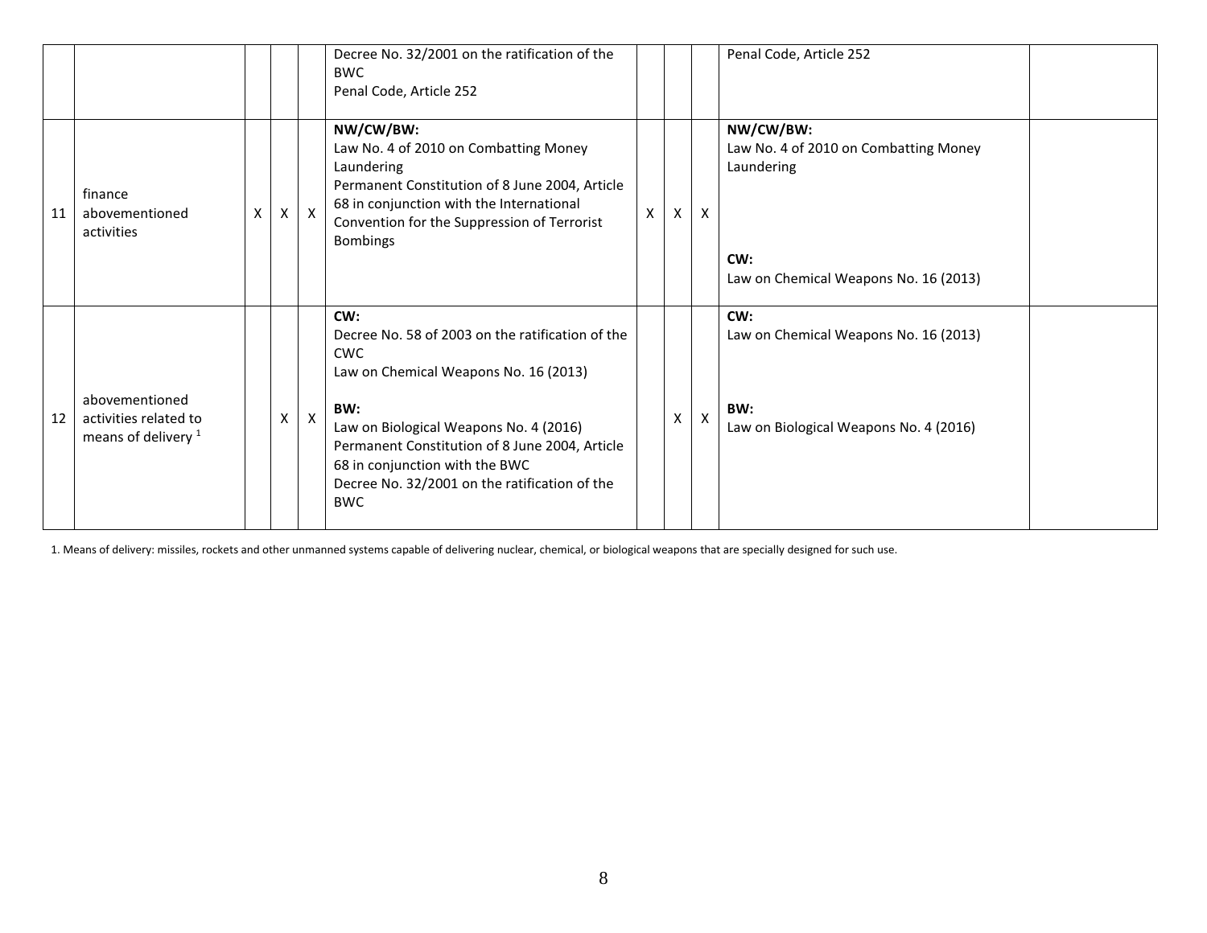| | | | | | | | | | | |
|---|---|---|---|---|---|---|---|---|---|---|
| | | | | | Decree No. 32/2001 on the ratification of the BWC<br>Penal Code, Article 252 | | | | Penal Code, Article 252 | |
| 11 | finance abovementioned activities | X | X | X | **NW/CW/BW:**<br>Law No. 4 of 2010 on Combatting Money Laundering<br>Permanent Constitution of 8 June 2004, Article 68 in conjunction with the International Convention for the Suppression of Terrorist Bombings | X | X | X | **NW/CW/BW:**<br>Law No. 4 of 2010 on Combatting Money Laundering<br><br>**CW:**<br>Law on Chemical Weapons No. 16 (2013) | |
| 12 | abovementioned activities related to means of delivery [1] | | X | X | **CW:**<br>Decree No. 58 of 2003 on the ratification of the CWC<br>Law on Chemical Weapons No. 16 (2013)<br><br>**BW:**<br>Law on Biological Weapons No. 4 (2016)<br>Permanent Constitution of 8 June 2004, Article 68 in conjunction with the BWC<br>Decree No. 32/2001 on the ratification of the BWC | | X | X | **CW:**<br>Law on Chemical Weapons No. 16 (2013)<br><br>**BW:**<br>Law on Biological Weapons No. 4 (2016) | |

1. Means of delivery: missiles, rockets and other unmanned systems capable of delivering nuclear, chemical, or biological weapons that are specially designed for such use.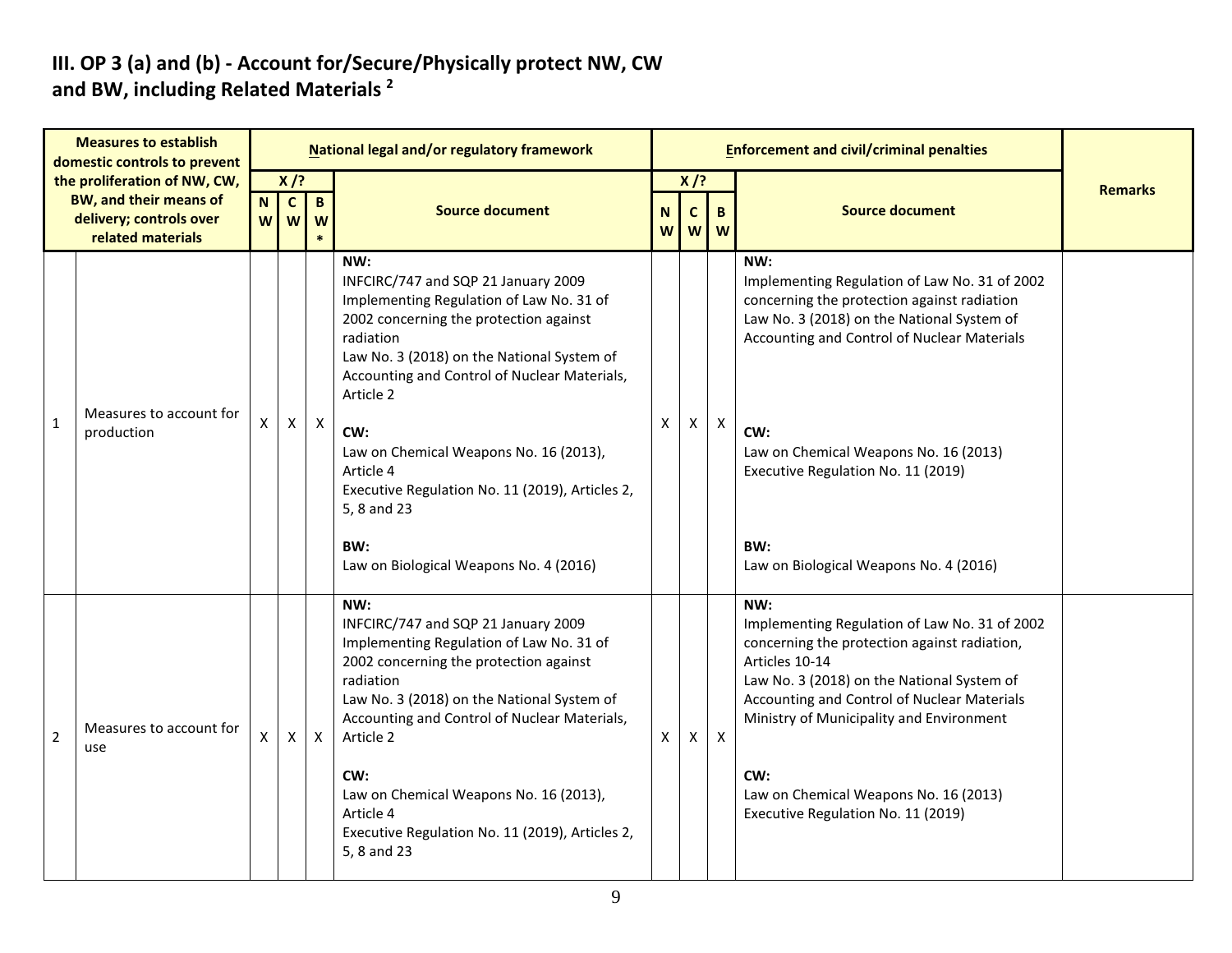## III. OP 3 (a) and (b) - Account for/Secure/Physically protect NW, CW and BW, including Related Materials [2]

| | Measures to establish domestic controls to prevent the proliferation of NW, CW, BW, and their means of delivery; controls over related materials | National legal and/or regulatory framework | | | | Enforcement and civil/criminal penalties | | | | Remarks |
|---|---|---|---|---|---|---|---|---|---|---|
| | | X /? | | | Source document | X /? | | | Source document | |
| | | NW | CW | BW* | | NW | CW | BW | | |
| 1 | Measures to account for production | X | X | X | **NW:**<br>INFCIRC/747 and SQP 21 January 2009<br>Implementing Regulation of Law No. 31 of 2002 concerning the protection against radiation<br>Law No. 3 (2018) on the National System of Accounting and Control of Nuclear Materials, Article 2<br><br>**CW:**<br>Law on Chemical Weapons No. 16 (2013), Article 4<br>Executive Regulation No. 11 (2019), Articles 2, 5, 8 and 23<br><br>**BW:**<br>Law on Biological Weapons No. 4 (2016) | X | X | X | **NW:**<br>Implementing Regulation of Law No. 31 of 2002 concerning the protection against radiation<br>Law No. 3 (2018) on the National System of Accounting and Control of Nuclear Materials<br><br>**CW:**<br>Law on Chemical Weapons No. 16 (2013)<br>Executive Regulation No. 11 (2019)<br><br>**BW:**<br>Law on Biological Weapons No. 4 (2016) | |
| 2 | Measures to account for use | X | X | X | **NW:**<br>INFCIRC/747 and SQP 21 January 2009<br>Implementing Regulation of Law No. 31 of 2002 concerning the protection against radiation<br>Law No. 3 (2018) on the National System of Accounting and Control of Nuclear Materials, Article 2<br><br>**CW:**<br>Law on Chemical Weapons No. 16 (2013), Article 4<br>Executive Regulation No. 11 (2019), Articles 2, 5, 8 and 23 | X | X | X | **NW:**<br>Implementing Regulation of Law No. 31 of 2002 concerning the protection against radiation, Articles 10-14<br>Law No. 3 (2018) on the National System of Accounting and Control of Nuclear Materials<br>Ministry of Municipality and Environment<br><br>**CW:**<br>Law on Chemical Weapons No. 16 (2013)<br>Executive Regulation No. 11 (2019) | |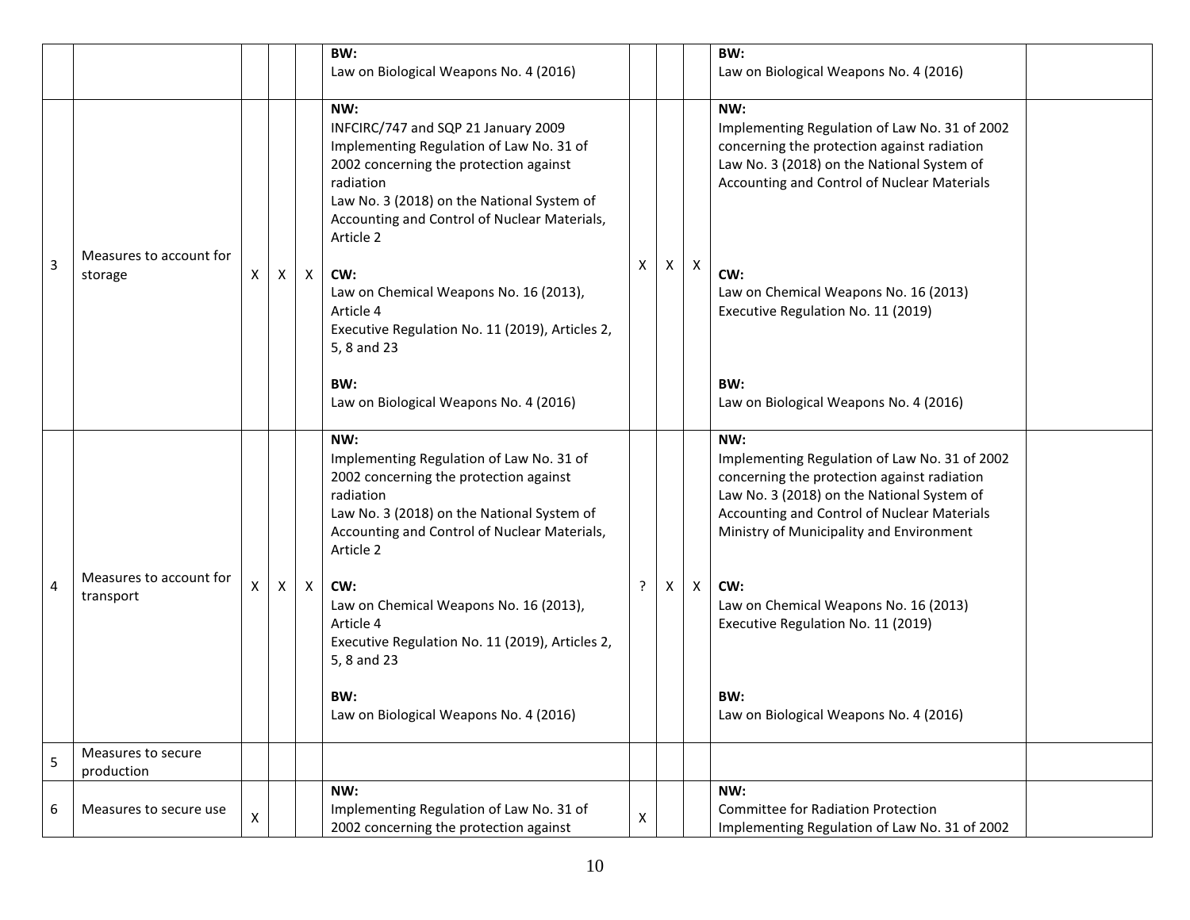| | | | | | | | | | | |
|---|---|---|---|---|---|---|---|---|---|---|
| | | | | | **BW:**<br>Law on Biological Weapons No. 4 (2016) | | | | **BW:**<br>Law on Biological Weapons No. 4 (2016) | |
| 3 | Measures to account for storage | X | X | X | **NW:**<br>INFCIRC/747 and SQP 21 January 2009<br>Implementing Regulation of Law No. 31 of 2002 concerning the protection against radiation<br>Law No. 3 (2018) on the National System of Accounting and Control of Nuclear Materials, Article 2<br><br>**CW:**<br>Law on Chemical Weapons No. 16 (2013), Article 4<br>Executive Regulation No. 11 (2019), Articles 2, 5, 8 and 23<br><br>**BW:**<br>Law on Biological Weapons No. 4 (2016) | X | X | X | **NW:**<br>Implementing Regulation of Law No. 31 of 2002 concerning the protection against radiation<br>Law No. 3 (2018) on the National System of Accounting and Control of Nuclear Materials<br><br>**CW:**<br>Law on Chemical Weapons No. 16 (2013)<br>Executive Regulation No. 11 (2019)<br><br>**BW:**<br>Law on Biological Weapons No. 4 (2016) | |
| 4 | Measures to account for transport | X | X | X | **NW:**<br>Implementing Regulation of Law No. 31 of 2002 concerning the protection against radiation<br>Law No. 3 (2018) on the National System of Accounting and Control of Nuclear Materials, Article 2<br><br>**CW:**<br>Law on Chemical Weapons No. 16 (2013), Article 4<br>Executive Regulation No. 11 (2019), Articles 2, 5, 8 and 23<br><br>**BW:**<br>Law on Biological Weapons No. 4 (2016) | ? | X | X | **NW:**<br>Implementing Regulation of Law No. 31 of 2002 concerning the protection against radiation<br>Law No. 3 (2018) on the National System of Accounting and Control of Nuclear Materials<br>Ministry of Municipality and Environment<br><br>**CW:**<br>Law on Chemical Weapons No. 16 (2013)<br>Executive Regulation No. 11 (2019)<br><br>**BW:**<br>Law on Biological Weapons No. 4 (2016) | |
| 5 | Measures to secure production | | | | | | | | | |
| 6 | Measures to secure use | X | | | **NW:**<br>Implementing Regulation of Law No. 31 of 2002 concerning the protection against | X | | | **NW:**<br>Committee for Radiation Protection<br>Implementing Regulation of Law No. 31 of 2002 | |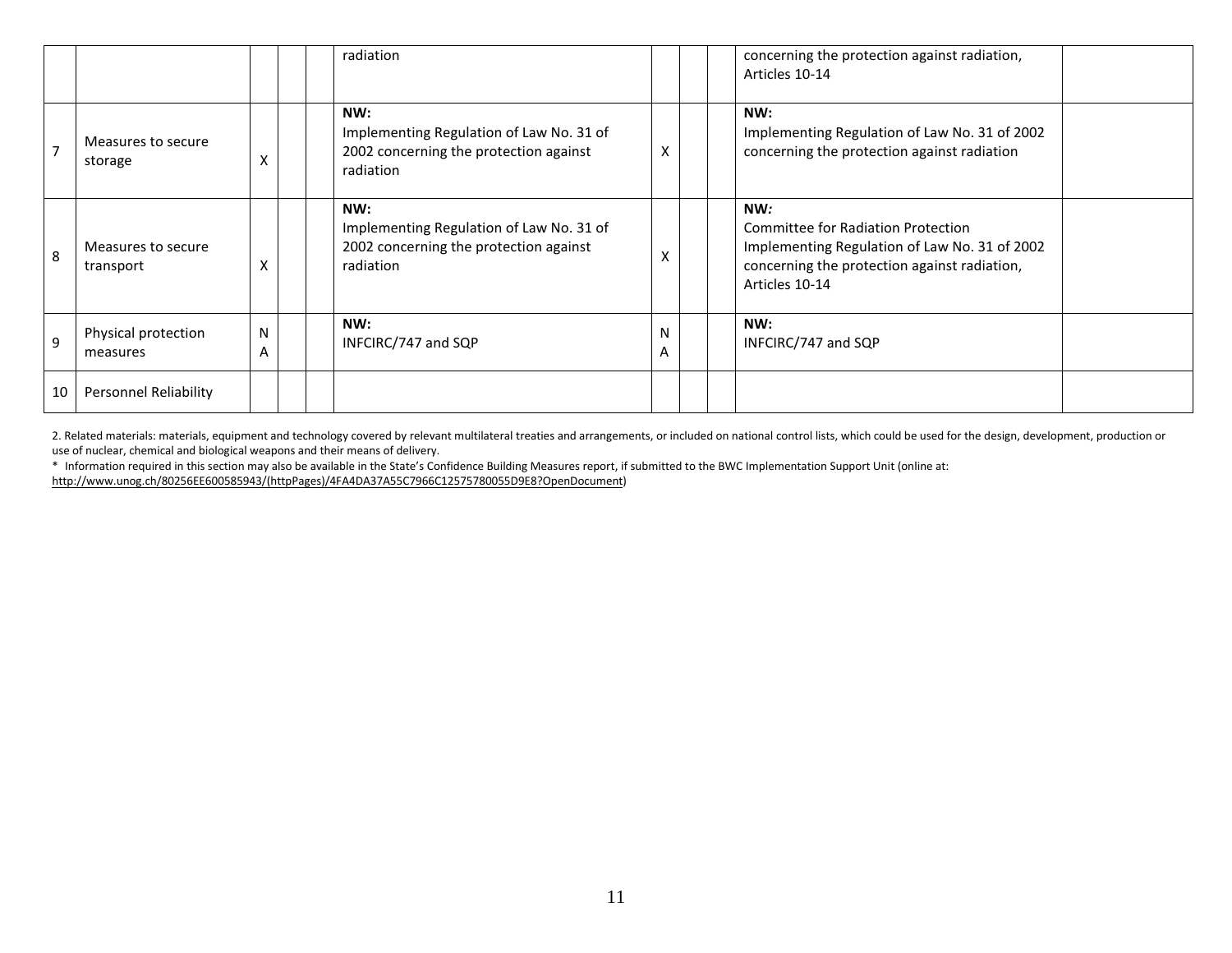| | | | | | | | | | | |
|---|---|---|---|---|---|---|---|---|---|---|
| | | | | | radiation | | | | concerning the protection against radiation, Articles 10-14 | |
| 7 | Measures to secure storage | X | | | **NW:** Implementing Regulation of Law No. 31 of 2002 concerning the protection against radiation | X | | | **NW:** Implementing Regulation of Law No. 31 of 2002 concerning the protection against radiation | |
| 8 | Measures to secure transport | X | | | **NW:** Implementing Regulation of Law No. 31 of 2002 concerning the protection against radiation | X | | | **NW***:* Committee for Radiation Protection Implementing Regulation of Law No. 31 of 2002 concerning the protection against radiation, Articles 10-14 | |
| 9 | Physical protection measures | NA | | | **NW:** INFCIRC/747 and SQP | NA | | | **NW:** INFCIRC/747 and SQP | |
| 10 | Personnel Reliability | | | | | | | | | |

2. Related materials: materials, equipment and technology covered by relevant multilateral treaties and arrangements, or included on national control lists, which could be used for the design, development, production or use of nuclear, chemical and biological weapons and their means of delivery.

* Information required in this section may also be available in the State's Confidence Building Measures report, if submitted to the BWC Implementation Support Unit (online at: http://www.unog.ch/80256EE600585943/(httpPages)/4FA4DA37A55C7966C12575780055D9E8?OpenDocument)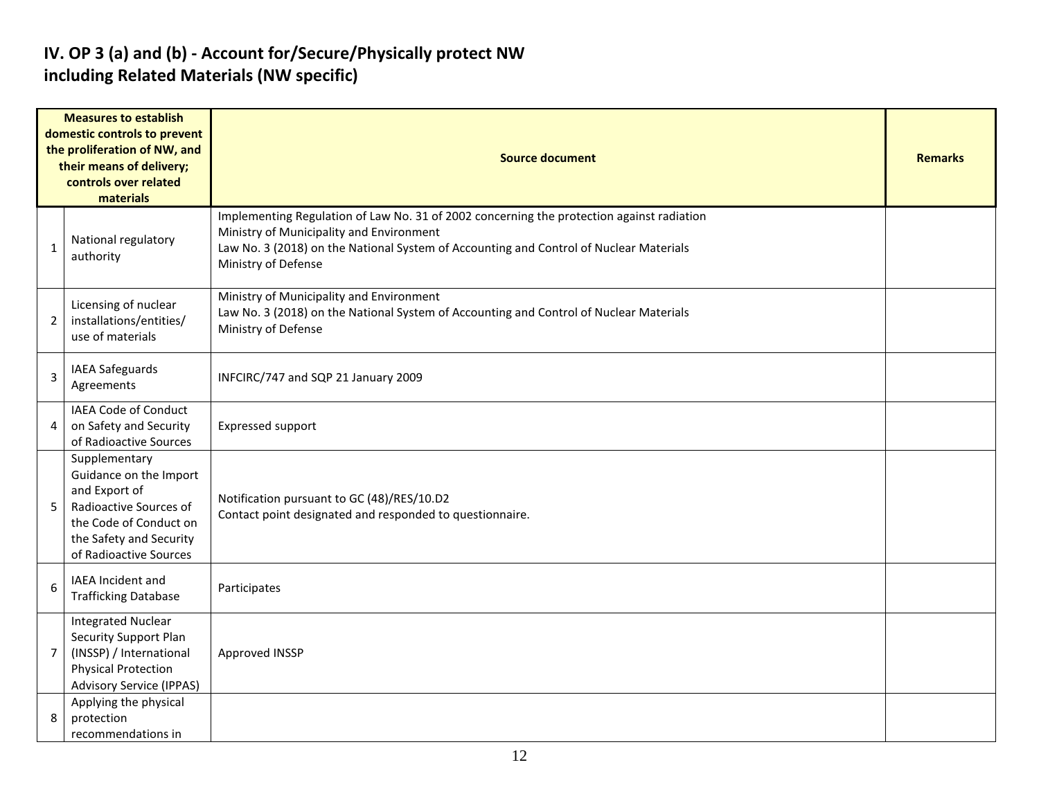## IV. OP 3 (a) and (b) - Account for/Secure/Physically protect NW including Related Materials (NW specific)

| Measures to establish domestic controls to prevent the proliferation of NW, and their means of delivery; controls over related materials | | Source document | Remarks |
|---|---|---|---|
| 1 | National regulatory authority | Implementing Regulation of Law No. 31 of 2002 concerning the protection against radiation<br>Ministry of Municipality and Environment<br>Law No. 3 (2018) on the National System of Accounting and Control of Nuclear Materials<br>Ministry of Defense | |
| 2 | Licensing of nuclear installations/entities/ use of materials | Ministry of Municipality and Environment<br>Law No. 3 (2018) on the National System of Accounting and Control of Nuclear Materials<br>Ministry of Defense | |
| 3 | IAEA Safeguards Agreements | INFCIRC/747 and SQP 21 January 2009 | |
| 4 | IAEA Code of Conduct on Safety and Security of Radioactive Sources | Expressed support | |
| 5 | Supplementary Guidance on the Import and Export of Radioactive Sources of the Code of Conduct on the Safety and Security of Radioactive Sources | Notification pursuant to GC (48)/RES/10.D2<br>Contact point designated and responded to questionnaire. | |
| 6 | IAEA Incident and Trafficking Database | Participates | |
| 7 | Integrated Nuclear Security Support Plan (INSSP) / International Physical Protection Advisory Service (IPPAS) | Approved INSSP | |
| 8 | Applying the physical protection recommendations in | | |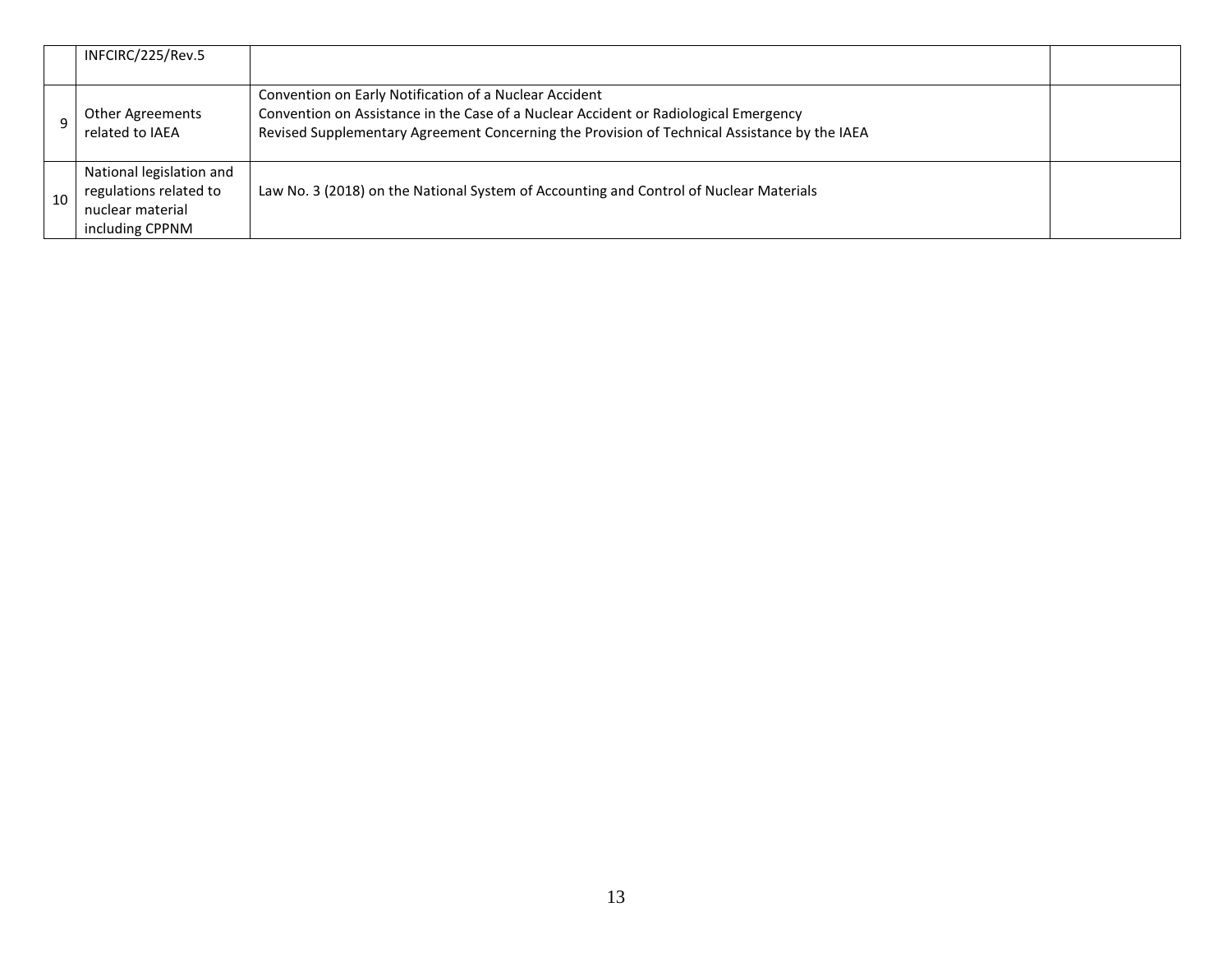| | | | |
|---|---|---|---|
| | INFCIRC/225/Rev.5 | | |
| 9 | Other Agreements related to IAEA | Convention on Early Notification of a Nuclear Accident<br>Convention on Assistance in the Case of a Nuclear Accident or Radiological Emergency<br>Revised Supplementary Agreement Concerning the Provision of Technical Assistance by the IAEA | |
| 10 | National legislation and regulations related to nuclear material including CPPNM | Law No. 3 (2018) on the National System of Accounting and Control of Nuclear Materials | |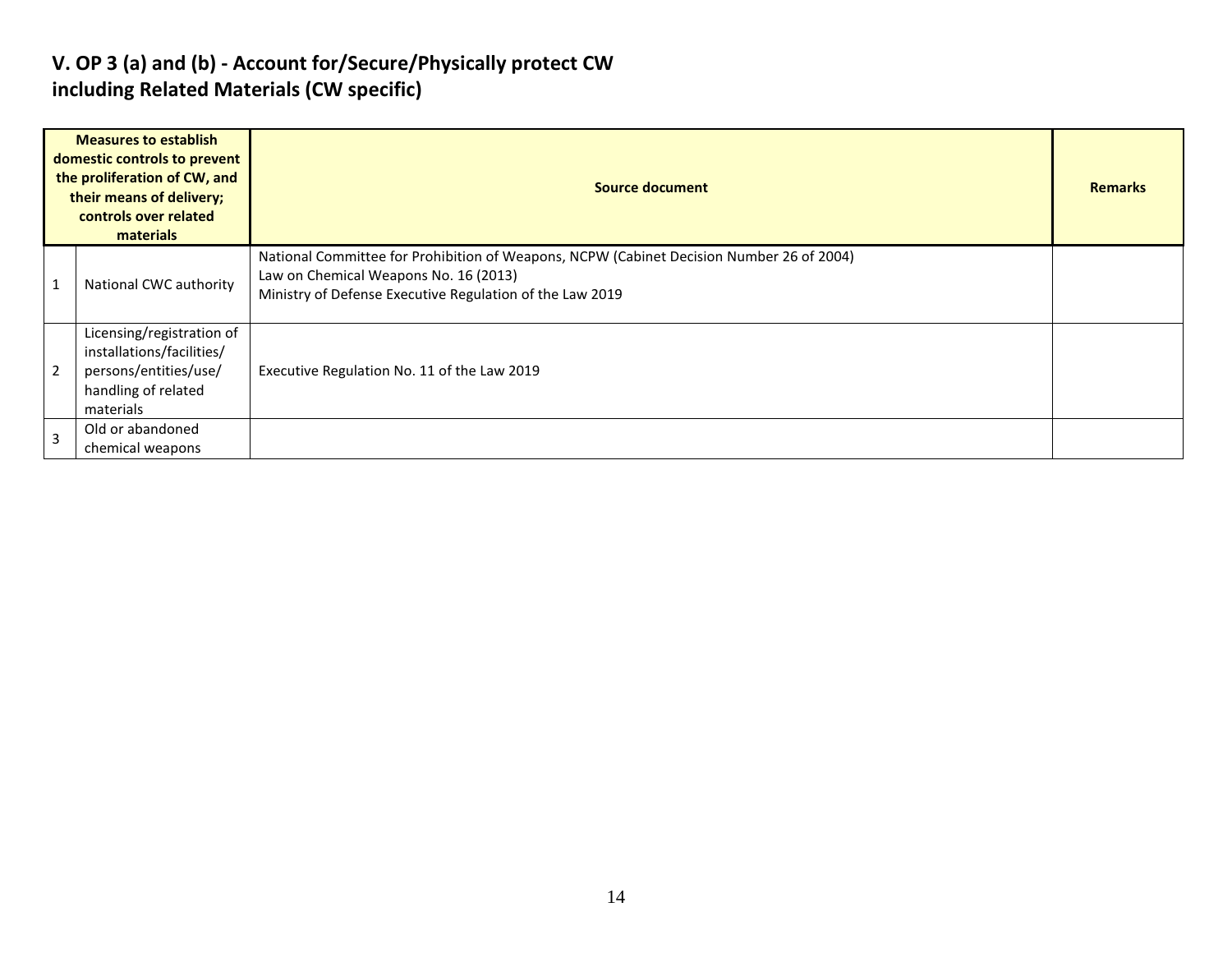## V. OP 3 (a) and (b) - Account for/Secure/Physically protect CW including Related Materials (CW specific)

| | Measures to establish domestic controls to prevent the proliferation of CW, and their means of delivery; controls over related materials | Source document | Remarks |
|---|---|---|---|
| 1 | National CWC authority | National Committee for Prohibition of Weapons, NCPW (Cabinet Decision Number 26 of 2004)<br>Law on Chemical Weapons No. 16 (2013)<br>Ministry of Defense Executive Regulation of the Law 2019 | |
| 2 | Licensing/registration of installations/facilities/ persons/entities/use/ handling of related materials | Executive Regulation No. 11 of the Law 2019 | |
| 3 | Old or abandoned chemical weapons | | |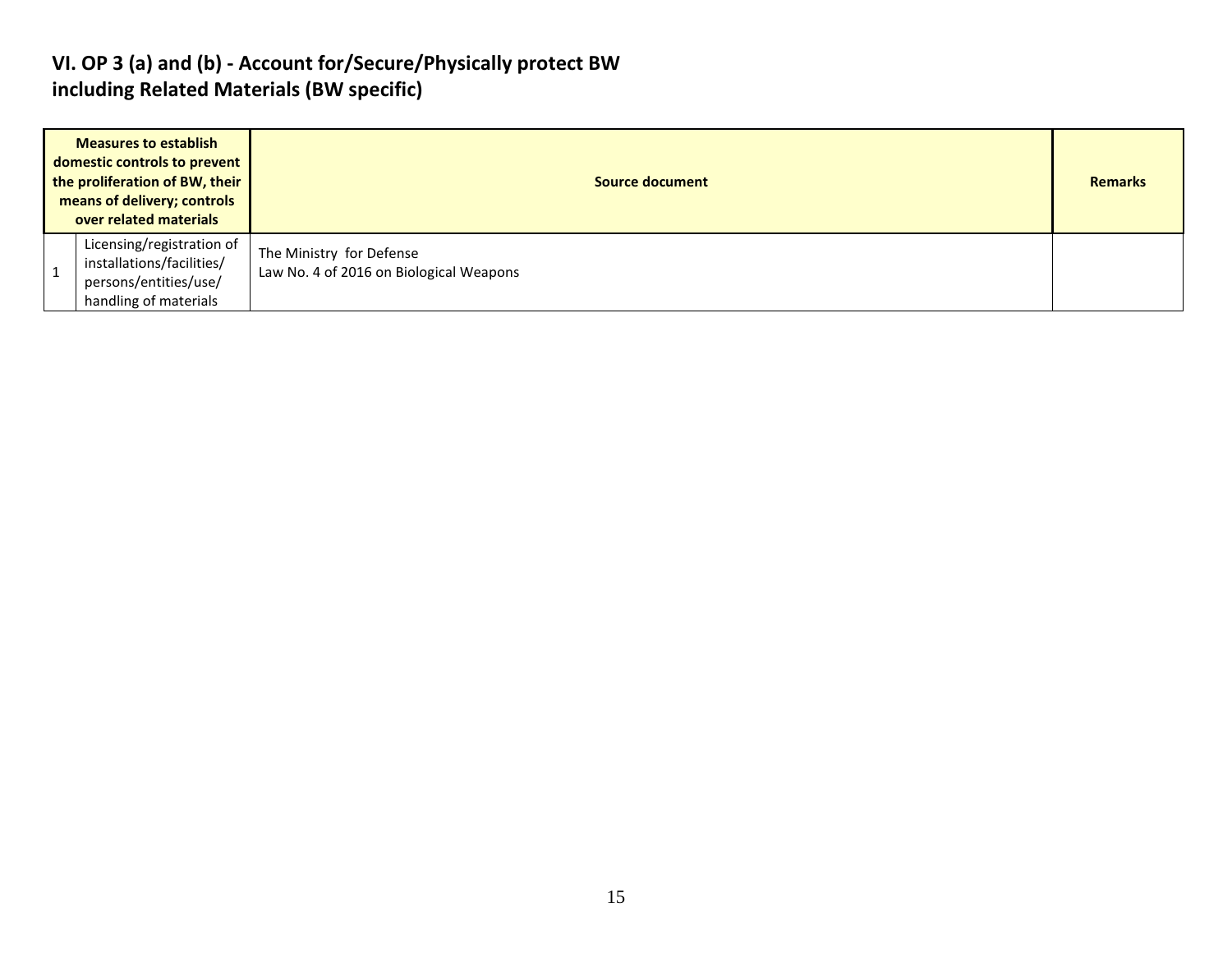## VI. OP 3 (a) and (b) - Account for/Secure/Physically protect BW including Related Materials (BW specific)

| | Measures to establish domestic controls to prevent the proliferation of BW, their means of delivery; controls over related materials | Source document | Remarks |
|---|---|---|---|
| 1 | Licensing/registration of installations/facilities/ persons/entities/use/ handling of materials | The Ministry for Defense<br>Law No. 4 of 2016 on Biological Weapons | |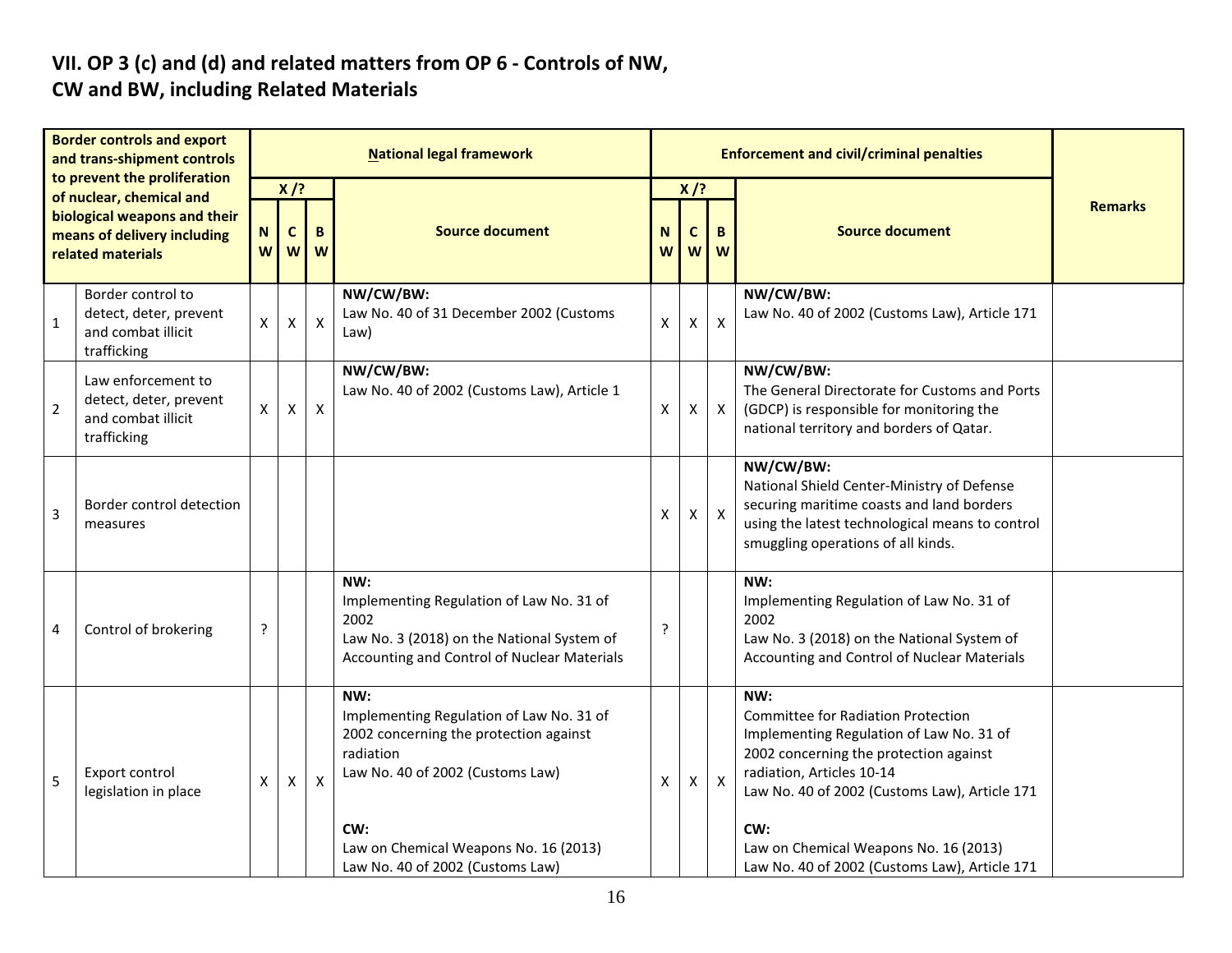## VII. OP 3 (c) and (d) and related matters from OP 6 - Controls of NW, CW and BW, including Related Materials

| Border controls and export and trans-shipment controls to prevent the proliferation of nuclear, chemical and biological weapons and their means of delivery including related materials | | National legal framework | | | | Enforcement and civil/criminal penalties | | | | Remarks |
|---|---|---|---|---|---|---|---|---|---|---|
| | | X /? | | | Source document | X /? | | | Source document | |
| | | NW | CW | BW | | NW | CW | BW | | |
| 1 | Border control to detect, deter, prevent and combat illicit trafficking | X | X | X | **NW/CW/BW:**<br>Law No. 40 of 31 December 2002 (Customs Law) | X | X | X | **NW/CW/BW:**<br>Law No. 40 of 2002 (Customs Law), Article 171 | |
| 2 | Law enforcement to detect, deter, prevent and combat illicit trafficking | X | X | X | **NW/CW/BW:**<br>Law No. 40 of 2002 (Customs Law), Article 1 | X | X | X | **NW/CW/BW:**<br>The General Directorate for Customs and Ports (GDCP) is responsible for monitoring the national territory and borders of Qatar. | |
| 3 | Border control detection measures | | | | | X | X | X | **NW/CW/BW:**<br>National Shield Center-Ministry of Defense securing maritime coasts and land borders using the latest technological means to control smuggling operations of all kinds. | |
| 4 | Control of brokering | ? | | | **NW:**<br>Implementing Regulation of Law No. 31 of 2002<br>Law No. 3 (2018) on the National System of Accounting and Control of Nuclear Materials | ? | | | **NW:**<br>Implementing Regulation of Law No. 31 of 2002<br>Law No. 3 (2018) on the National System of Accounting and Control of Nuclear Materials | |
| 5 | Export control legislation in place | X | X | X | **NW:**<br>Implementing Regulation of Law No. 31 of 2002 concerning the protection against radiation<br>Law No. 40 of 2002 (Customs Law)<br><br>**CW:**<br>Law on Chemical Weapons No. 16 (2013)<br>Law No. 40 of 2002 (Customs Law) | X | X | X | **NW:**<br>Committee for Radiation Protection<br>Implementing Regulation of Law No. 31 of 2002 concerning the protection against radiation, Articles 10-14<br>Law No. 40 of 2002 (Customs Law), Article 171<br><br>**CW:**<br>Law on Chemical Weapons No. 16 (2013)<br>Law No. 40 of 2002 (Customs Law), Article 171 | |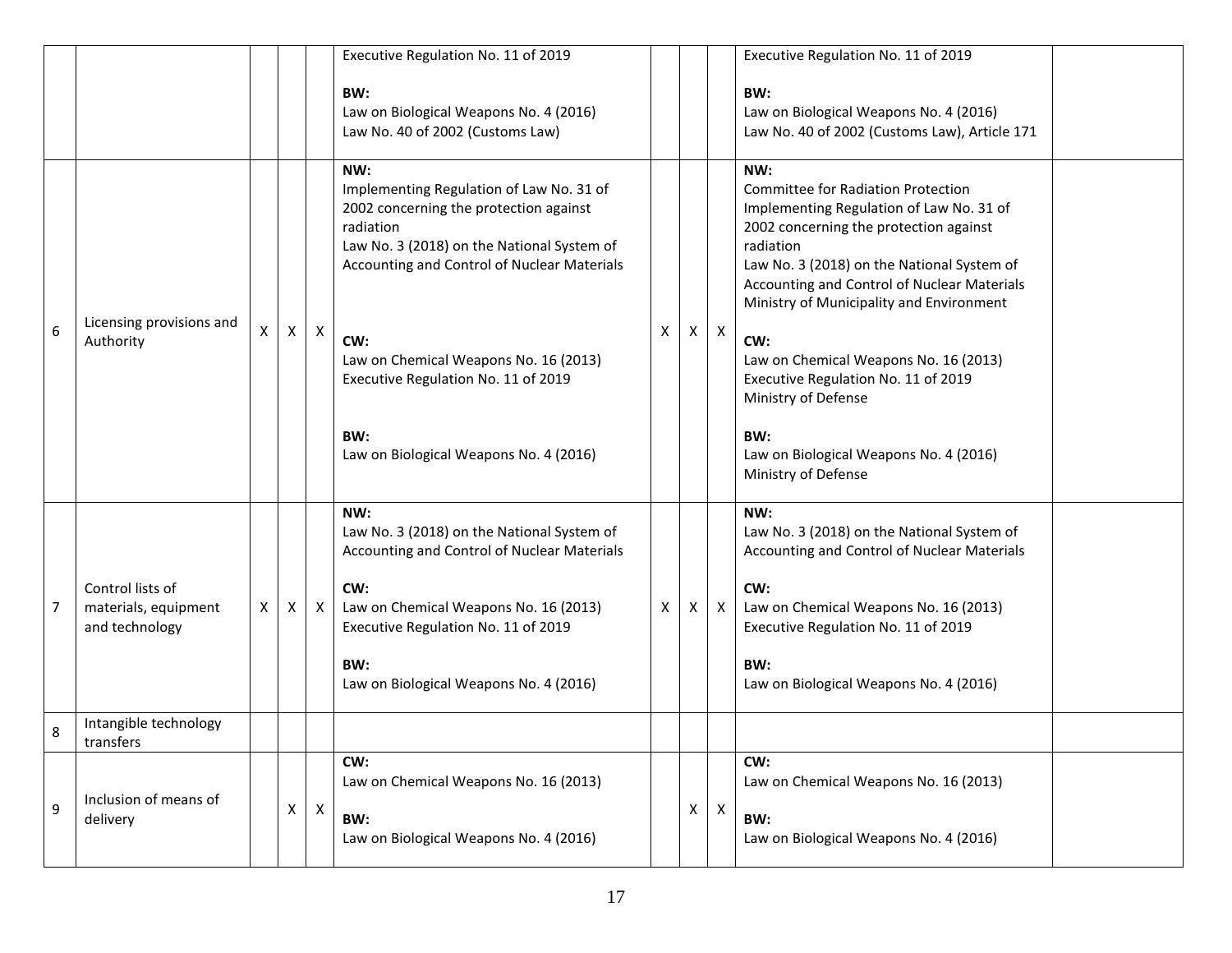| | | | | | | | | | | |
|---|---|---|---|---|---|---|---|---|---|---|
| | | | | | Executive Regulation No. 11 of 2019<br><br>**BW:**<br>Law on Biological Weapons No. 4 (2016)<br>Law No. 40 of 2002 (Customs Law) | | | | Executive Regulation No. 11 of 2019<br><br>**BW:**<br>Law on Biological Weapons No. 4 (2016)<br>Law No. 40 of 2002 (Customs Law), Article 171 | |
| 6 | Licensing provisions and Authority | X | X | X | **NW:**<br>Implementing Regulation of Law No. 31 of 2002 concerning the protection against radiation<br>Law No. 3 (2018) on the National System of Accounting and Control of Nuclear Materials<br><br>**CW:**<br>Law on Chemical Weapons No. 16 (2013)<br>Executive Regulation No. 11 of 2019<br><br>**BW:**<br>Law on Biological Weapons No. 4 (2016) | X | X | X | **NW:**<br>Committee for Radiation Protection<br>Implementing Regulation of Law No. 31 of 2002 concerning the protection against radiation<br>Law No. 3 (2018) on the National System of Accounting and Control of Nuclear Materials<br>Ministry of Municipality and Environment<br><br>**CW:**<br>Law on Chemical Weapons No. 16 (2013)<br>Executive Regulation No. 11 of 2019<br>Ministry of Defense<br><br>**BW:**<br>Law on Biological Weapons No. 4 (2016)<br>Ministry of Defense | |
| 7 | Control lists of materials, equipment and technology | X | X | X | **NW:**<br>Law No. 3 (2018) on the National System of Accounting and Control of Nuclear Materials<br><br>**CW:**<br>Law on Chemical Weapons No. 16 (2013)<br>Executive Regulation No. 11 of 2019<br><br>**BW:**<br>Law on Biological Weapons No. 4 (2016) | X | X | X | **NW:**<br>Law No. 3 (2018) on the National System of Accounting and Control of Nuclear Materials<br><br>**CW:**<br>Law on Chemical Weapons No. 16 (2013)<br>Executive Regulation No. 11 of 2019<br><br>**BW:**<br>Law on Biological Weapons No. 4 (2016) | |
| 8 | Intangible technology transfers | | | | | | | | | |
| 9 | Inclusion of means of delivery | | X | X | **CW:**<br>Law on Chemical Weapons No. 16 (2013)<br><br>**BW:**<br>Law on Biological Weapons No. 4 (2016) | | X | X | **CW:**<br>Law on Chemical Weapons No. 16 (2013)<br><br>**BW:**<br>Law on Biological Weapons No. 4 (2016) | |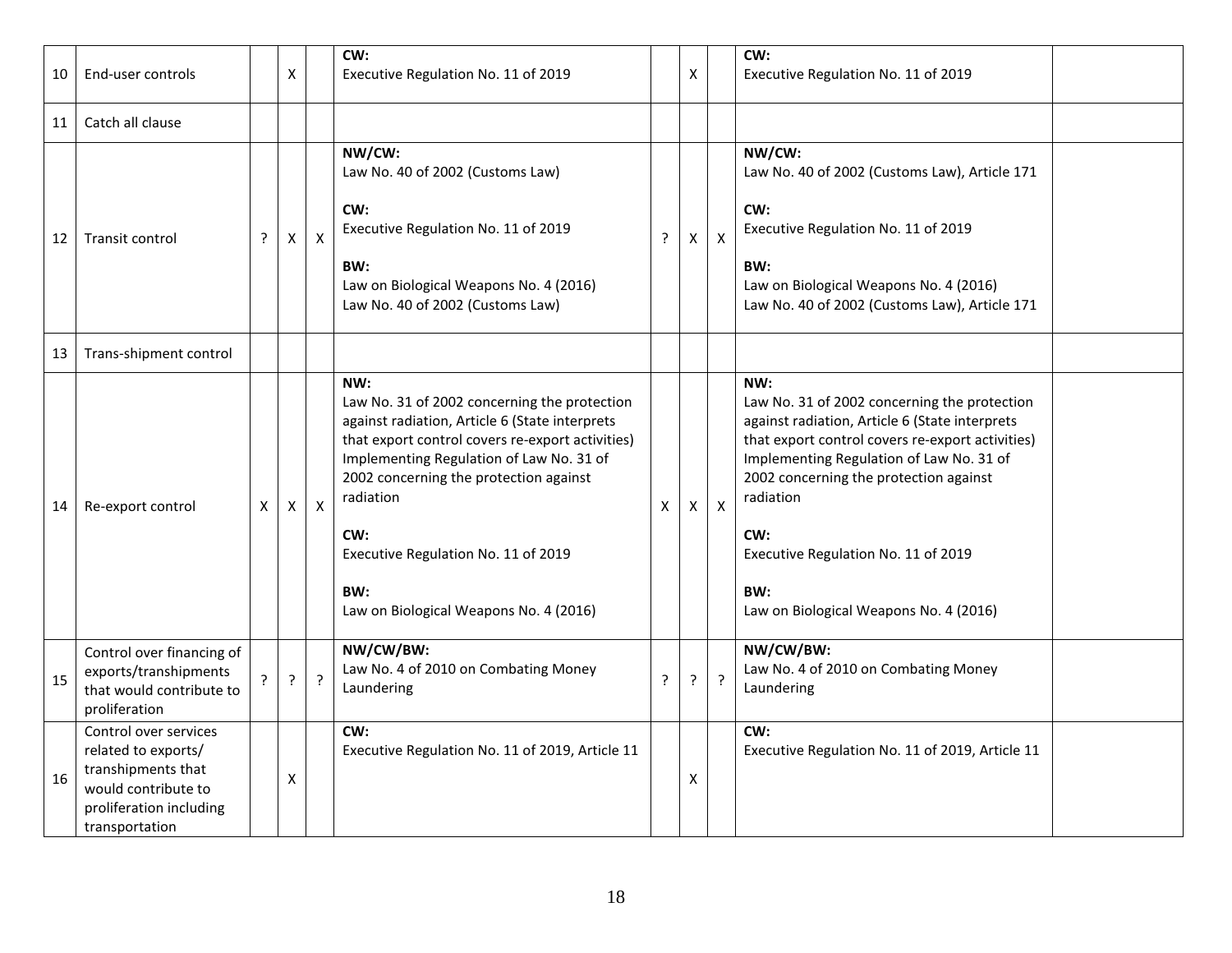| 10 | End-user controls | | X | | CW:<br>Executive Regulation No. 11 of 2019 | | X | | CW:<br>Executive Regulation No. 11 of 2019 | |
|---|---|---|---|---|---|---|---|---|---|---|
| 11 | Catch all clause | | | | | | | | | |
| 12 | Transit control | ? | X | X | **NW/CW:**<br>Law No. 40 of 2002 (Customs Law)<br><br>**CW:**<br>Executive Regulation No. 11 of 2019<br><br>**BW:**<br>Law on Biological Weapons No. 4 (2016)<br>Law No. 40 of 2002 (Customs Law) | ? | X | X | **NW/CW:**<br>Law No. 40 of 2002 (Customs Law), Article 171<br><br>**CW:**<br>Executive Regulation No. 11 of 2019<br><br>**BW:**<br>Law on Biological Weapons No. 4 (2016)<br>Law No. 40 of 2002 (Customs Law), Article 171 | |
| 13 | Trans-shipment control | | | | | | | | | |
| 14 | Re-export control | X | X | X | **NW:**<br>Law No. 31 of 2002 concerning the protection against radiation, Article 6 (State interprets that export control covers re-export activities)<br>Implementing Regulation of Law No. 31 of 2002 concerning the protection against radiation<br><br>**CW:**<br>Executive Regulation No. 11 of 2019<br><br>**BW:**<br>Law on Biological Weapons No. 4 (2016) | X | X | X | **NW:**<br>Law No. 31 of 2002 concerning the protection against radiation, Article 6 (State interprets that export control covers re-export activities)<br>Implementing Regulation of Law No. 31 of 2002 concerning the protection against radiation<br><br>**CW:**<br>Executive Regulation No. 11 of 2019<br><br>**BW:**<br>Law on Biological Weapons No. 4 (2016) | |
| 15 | Control over financing of exports/transhipments that would contribute to proliferation | ? | ? | ? | **NW/CW/BW:**<br>Law No. 4 of 2010 on Combating Money Laundering | ? | ? | ? | **NW/CW/BW:**<br>Law No. 4 of 2010 on Combating Money Laundering | |
| 16 | Control over services related to exports/ transhipments that would contribute to proliferation including transportation | | X | | **CW:**<br>Executive Regulation No. 11 of 2019, Article 11 | | X | | **CW:**<br>Executive Regulation No. 11 of 2019, Article 11 | |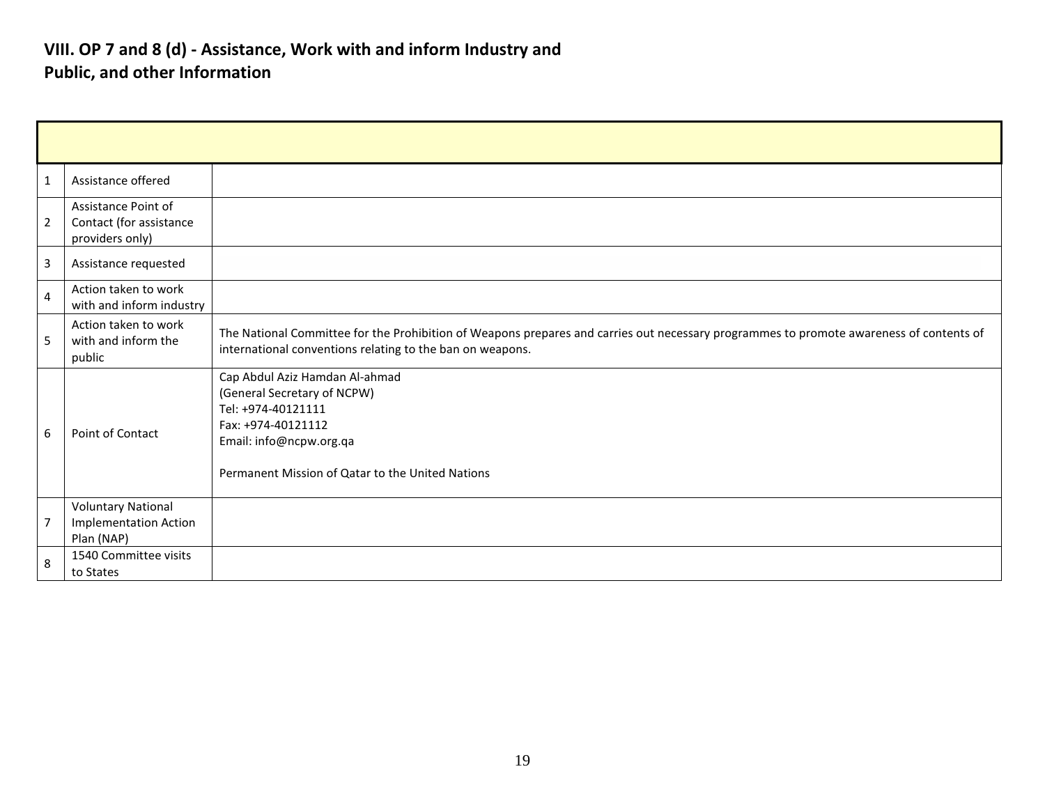## VIII. OP 7 and 8 (d) - Assistance, Work with and inform Industry and Public, and other Information

| | | |
|---|---|---|
| 1 | Assistance offered | |
| 2 | Assistance Point of Contact (for assistance providers only) | |
| 3 | Assistance requested | |
| 4 | Action taken to work with and inform industry | |
| 5 | Action taken to work with and inform the public | The National Committee for the Prohibition of Weapons prepares and carries out necessary programmes to promote awareness of contents of international conventions relating to the ban on weapons. |
| 6 | Point of Contact | Cap Abdul Aziz Hamdan Al-ahmad<br>(General Secretary of NCPW)<br>Tel: +974-40121111<br>Fax: +974-40121112<br>Email: info@ncpw.org.qa<br><br>Permanent Mission of Qatar to the United Nations |
| 7 | Voluntary National Implementation Action Plan (NAP) | |
| 8 | 1540 Committee visits to States | |